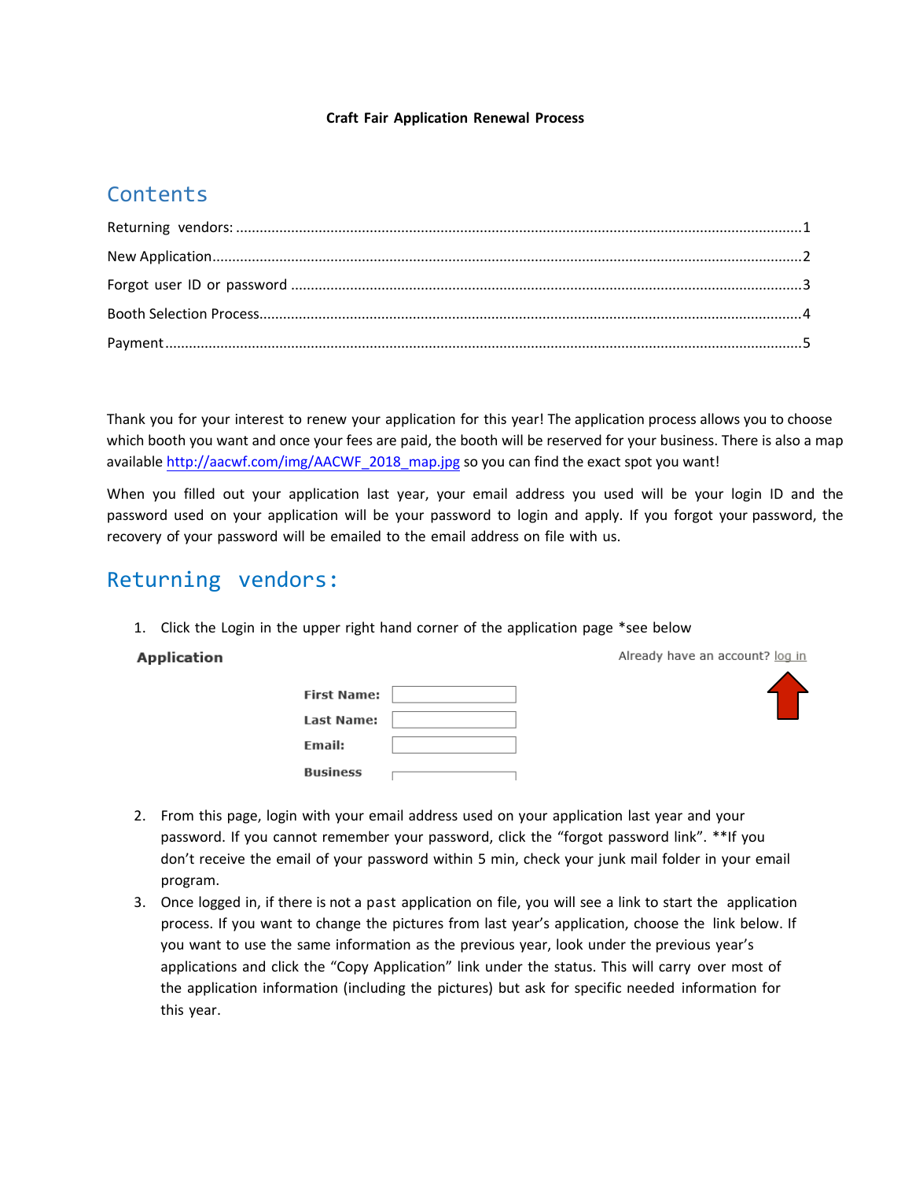**Craft Fair Application Renewal Process**

## Contents

Returning vendors: ....................................................................................................1

New Application..........................................................................................................2

Forgot user ID or password .......................................................................................3

Booth Selection Process..............................................................................................4

Payment.......................................................................................................................5

Thank you for your interest to renew your application for this year! The application process allows you to choose which booth you want and once your fees are paid, the booth will be reserved for your business. There is also a map available http://aacwf.com/img/AACWF_2018_map.jpg so you can find the exact spot you want!

When you filled out your application last year, your email address you used will be your login ID and the password used on your application will be your password to login and apply. If you forgot your password, the recovery of your password will be emailed to the email address on file with us.

## Returning vendors:

1. Click the Login in the upper right hand corner of the application page *see below

**Application** Already have an account? log in

**First Name:**
**Last Name:**
**Email:**
**Business**

2. From this page, login with your email address used on your application last year and your password. If you cannot remember your password, click the "forgot password link". **If you don't receive the email of your password within 5 min, check your junk mail folder in your email program.
3. Once logged in, if there is not a past application on file, you will see a link to start the application process. If you want to change the pictures from last year's application, choose the link below. If you want to use the same information as the previous year, look under the previous year's applications and click the "Copy Application" link under the status. This will carry over most of the application information (including the pictures) but ask for specific needed information for this year.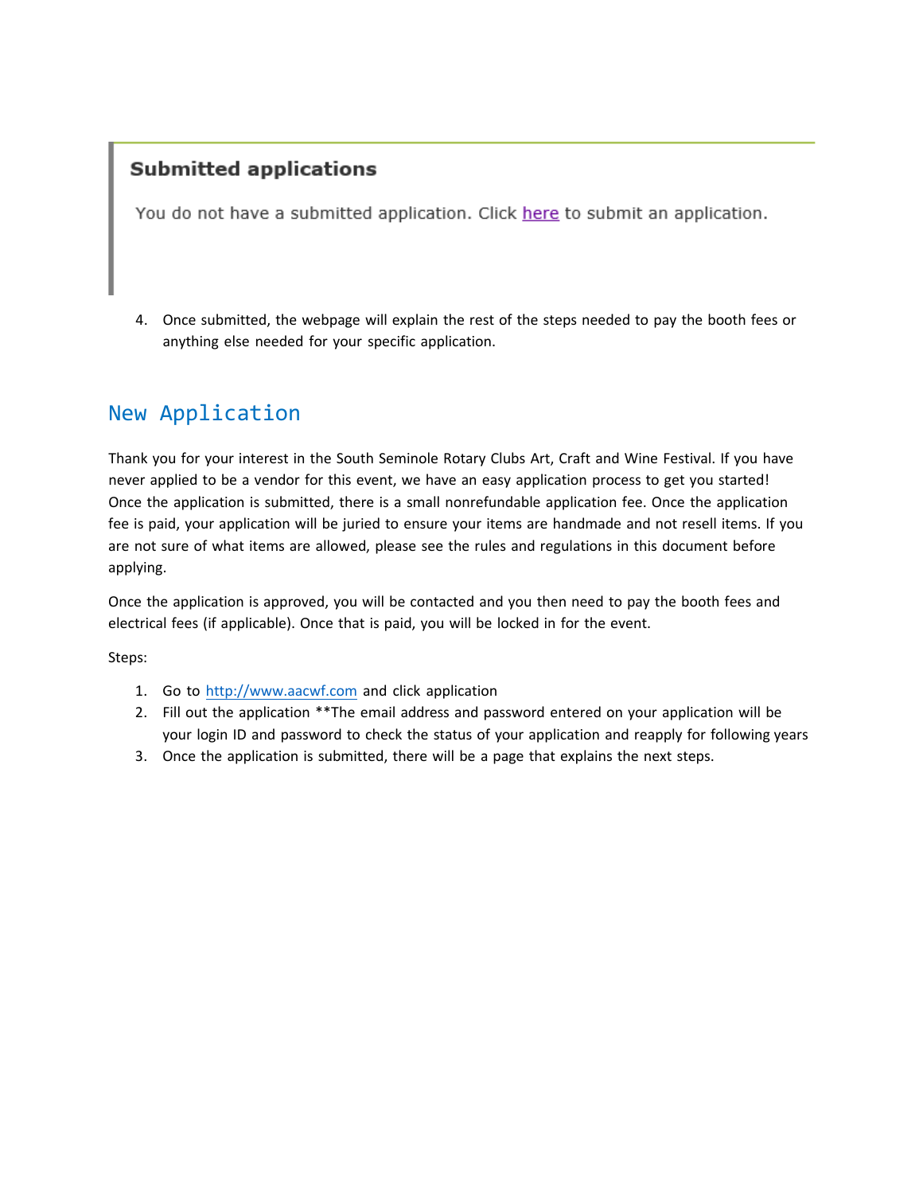**Submitted applications**

You do not have a submitted application. Click here to submit an application.

4. Once submitted, the webpage will explain the rest of the steps needed to pay the booth fees or anything else needed for your specific application.

## New Application

Thank you for your interest in the South Seminole Rotary Clubs Art, Craft and Wine Festival. If you have never applied to be a vendor for this event, we have an easy application process to get you started! Once the application is submitted, there is a small nonrefundable application fee. Once the application fee is paid, your application will be juried to ensure your items are handmade and not resell items. If you are not sure of what items are allowed, please see the rules and regulations in this document before applying.

Once the application is approved, you will be contacted and you then need to pay the booth fees and electrical fees (if applicable). Once that is paid, you will be locked in for the event.

Steps:

1. Go to http://www.aacwf.com and click application
2. Fill out the application **The email address and password entered on your application will be your login ID and password to check the status of your application and reapply for following years
3. Once the application is submitted, there will be a page that explains the next steps.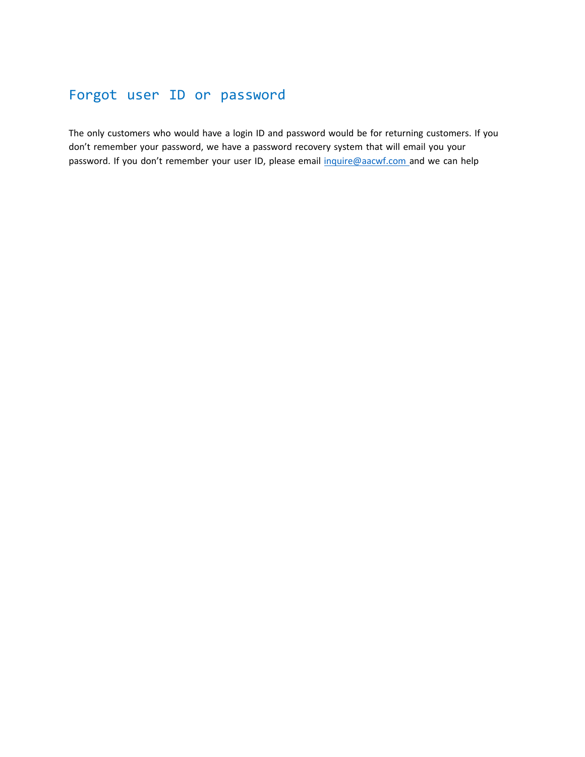# Forgot user ID or password

The only customers who would have a login ID and password would be for returning customers. If you don’t remember your password, we have a password recovery system that will email you your password. If you don’t remember your user ID, please email [inquire@aacwf.com](mailto:inquire@aacwf.com) and we can help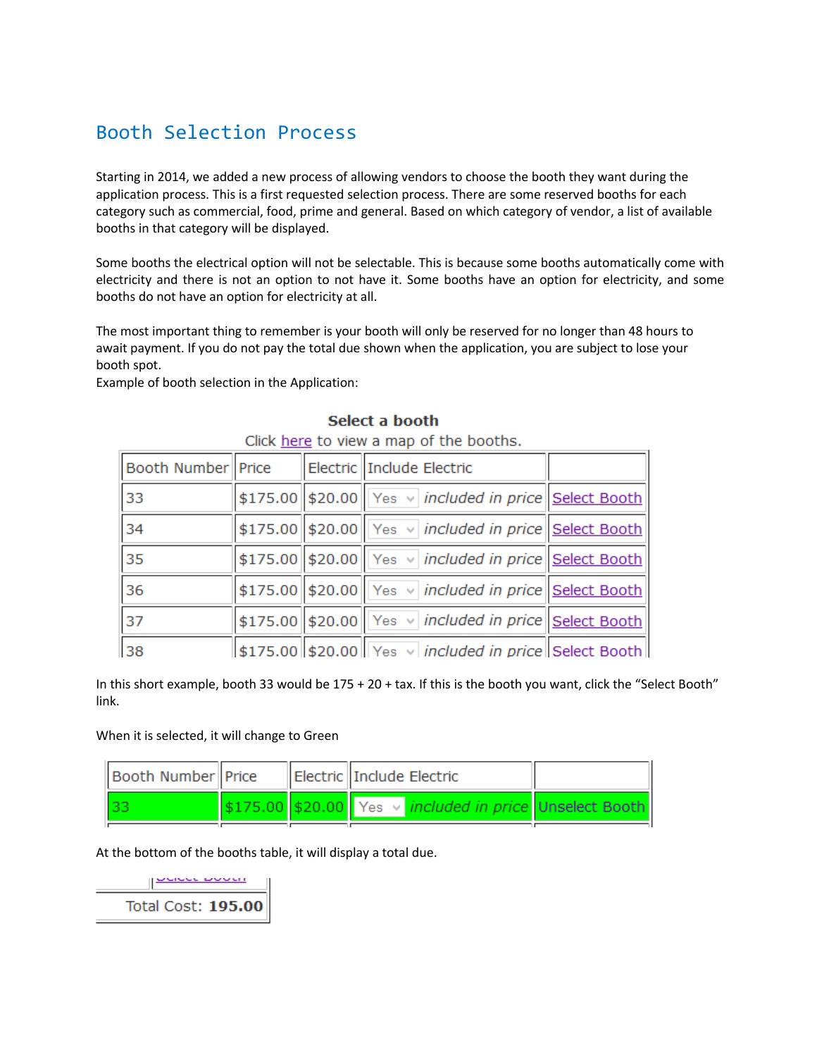# Booth Selection Process

Starting in 2014, we added a new process of allowing vendors to choose the booth they want during the application process. This is a first requested selection process. There are some reserved booths for each category such as commercial, food, prime and general. Based on which category of vendor, a list of available booths in that category will be displayed.

Some booths the electrical option will not be selectable. This is because some booths automatically come with electricity and there is not an option to not have it. Some booths have an option for electricity, and some booths do not have an option for electricity at all.

The most important thing to remember is your booth will only be reserved for no longer than 48 hours to await payment. If you do not pay the total due shown when the application, you are subject to lose your booth spot.

Example of booth selection in the Application:

**Select a booth**

Click here to view a map of the booths.

| Booth Number | Price | Electric | Include Electric | |
|---|---|---|---|---|
| 33 | $175.00 | $20.00 | Yes *included in price* | Select Booth |
| 34 | $175.00 | $20.00 | Yes *included in price* | Select Booth |
| 35 | $175.00 | $20.00 | Yes *included in price* | Select Booth |
| 36 | $175.00 | $20.00 | Yes *included in price* | Select Booth |
| 37 | $175.00 | $20.00 | Yes *included in price* | Select Booth |
| 38 | $175.00 | $20.00 | Yes *included in price* | Select Booth |

In this short example, booth 33 would be 175 + 20 + tax. If this is the booth you want, click the "Select Booth" link.

When it is selected, it will change to Green

| Booth Number | Price | Electric | Include Electric | |
|---|---|---|---|---|
| 33 | $175.00 | $20.00 | Yes *included in price* | Unselect Booth |

At the bottom of the booths table, it will display a total due.

Total Cost: **195.00**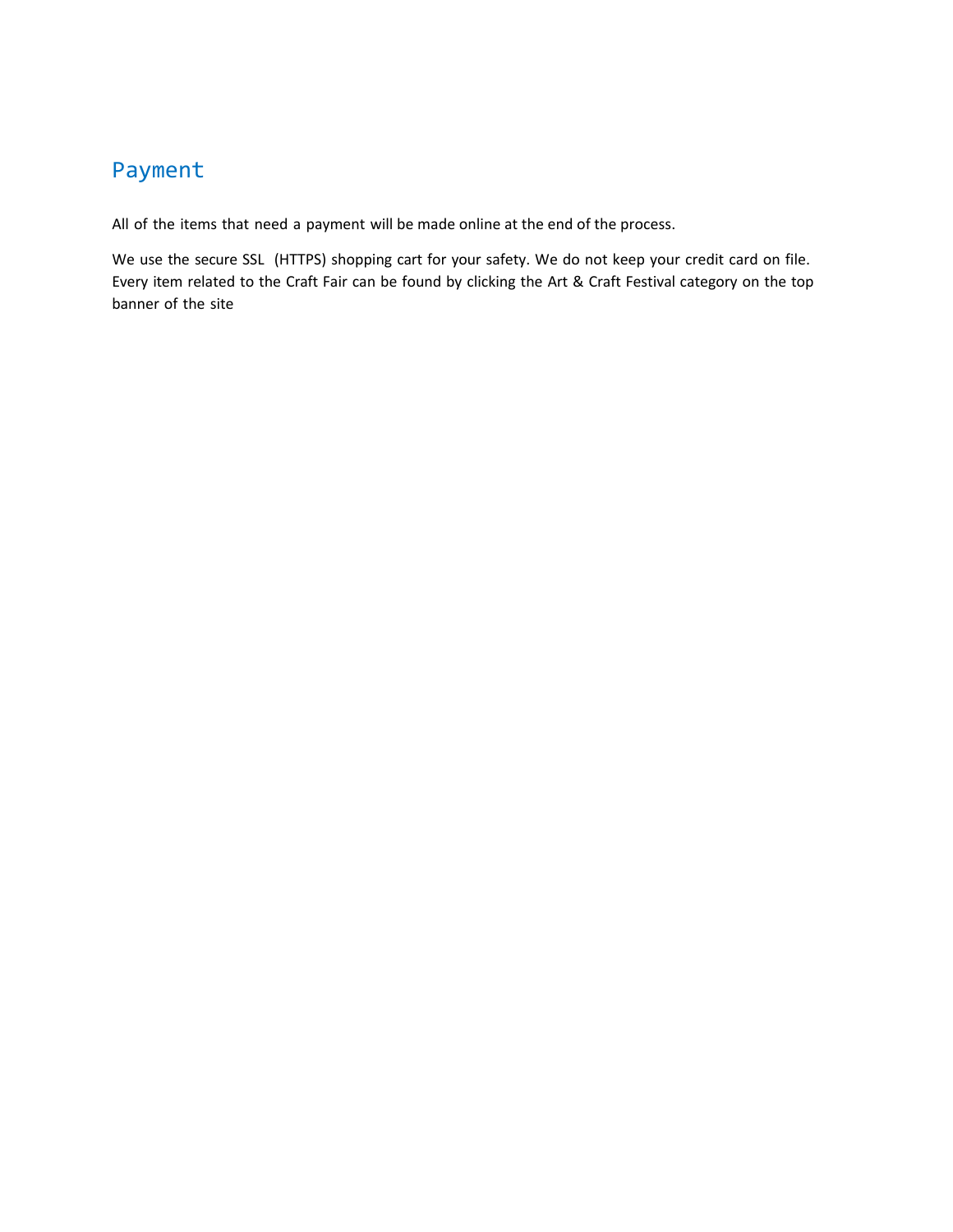## Payment

All of the items that need a payment will be made online at the end of the process.

We use the secure SSL (HTTPS) shopping cart for your safety. We do not keep your credit card on file. Every item related to the Craft Fair can be found by clicking the Art & Craft Festival category on the top banner of the site